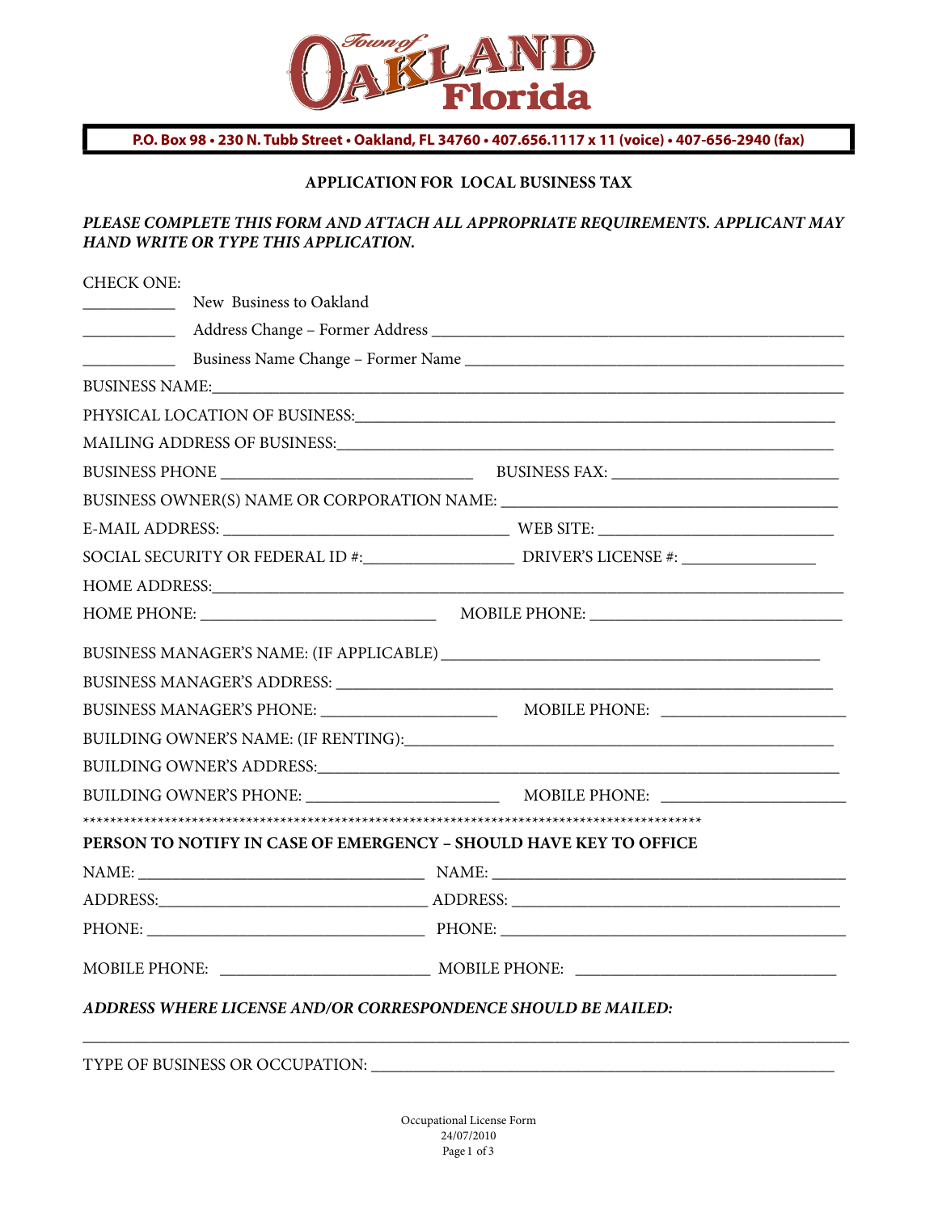# Town of OAKLAND Florida

**P.O. Box 98 • 230 N. Tubb Street • Oakland, FL 34760 • 407.656.1117 x 11 (voice) • 407-656-2940 (fax)**

## APPLICATION FOR LOCAL BUSINESS TAX

***PLEASE COMPLETE THIS FORM AND ATTACH ALL APPROPRIATE REQUIREMENTS. APPLICANT MAY HAND WRITE OR TYPE THIS APPLICATION.***

CHECK ONE:

___________ New Business to Oakland

___________ Address Change – Former Address ______________________________________________

___________ Business Name Change – Former Name ___________________________________________

BUSINESS NAME:_______________________________________________________________________

PHYSICAL LOCATION OF BUSINESS:_____________________________________________________

MAILING ADDRESS OF BUSINESS:______________________________________________________

BUSINESS PHONE ______________________________ BUSINESS FAX: __________________________

BUSINESS OWNER(S) NAME OR CORPORATION NAME: ____________________________________

E-MAIL ADDRESS: _________________________________ WEB SITE: ___________________________

SOCIAL SECURITY OR FEDERAL ID #:_________________ DRIVER'S LICENSE #: _______________

HOME ADDRESS:_______________________________________________________________________

HOME PHONE: ___________________________ MOBILE PHONE: ____________________________

BUSINESS MANAGER'S NAME: (IF APPLICABLE) ____________________________________________

BUSINESS MANAGER'S ADDRESS: _____________________________________________________

BUSINESS MANAGER'S PHONE: ____________________ MOBILE PHONE: ____________________

BUILDING OWNER'S NAME: (IF RENTING):_______________________________________________

BUILDING OWNER'S ADDRESS:_________________________________________________________

BUILDING OWNER'S PHONE: ______________________ MOBILE PHONE: ____________________

*****************************************************************************************

**PERSON TO NOTIFY IN CASE OF EMERGENCY – SHOULD HAVE KEY TO OFFICE**

NAME: _________________________________ NAME: _________________________________________

ADDRESS:_______________________________ ADDRESS: ______________________________________

PHONE: ________________________________ PHONE: _________________________________________

MOBILE PHONE: ________________________ MOBILE PHONE: ______________________________

***ADDRESS WHERE LICENSE AND/OR CORRESPONDENCE SHOULD BE MAILED:***

_____________________________________________________________________________________________

TYPE OF BUSINESS OR OCCUPATION: ______________________________________________________

Occupational License Form
24/07/2010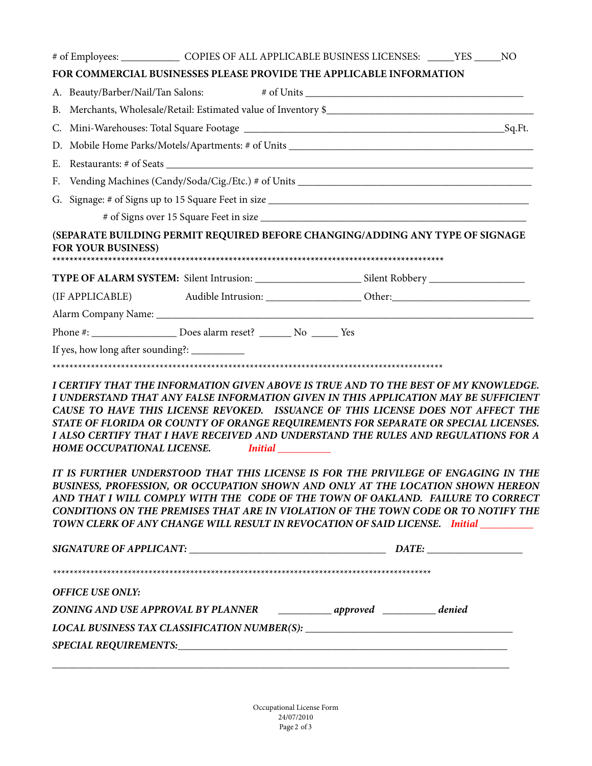# of Employees: ___________ COPIES OF ALL APPLICABLE BUSINESS LICENSES: _____YES _____NO

**FOR COMMERCIAL BUSINESSES PLEASE PROVIDE THE APPLICABLE INFORMATION**

A. Beauty/Barber/Nail/Tan Salons: # of Units ________________________________________

B. Merchants, Wholesale/Retail: Estimated value of Inventory $______________________________________

C. Mini-Warehouses: Total Square Footage ______________________________________________Sq.Ft.

D. Mobile Home Parks/Motels/Apartments: # of Units ____________________________________________

E. Restaurants: # of Seats ___________________________________________________________________

F. Vending Machines (Candy/Soda/Cig./Etc.) # of Units _________________________________________

G. Signage: # of Signs up to 15 Square Feet in size ______________________________________________

# of Signs over 15 Square Feet in size _______________________________________________

**(SEPARATE BUILDING PERMIT REQUIRED BEFORE CHANGING/ADDING ANY TYPE OF SIGNAGE FOR YOUR BUSINESS)**

**********************************************************************************************

**TYPE OF ALARM SYSTEM:** Silent Intrusion: ___________________ Silent Robbery _________________

(IF APPLICABLE) Audible Intrusion: _________________ Other:_________________________

Alarm Company Name: ______________________________________________________________________

Phone #: ________________ Does alarm reset? ______ No _____ Yes

If yes, how long after sounding?: __________

**********************************************************************************************

***I CERTIFY THAT THE INFORMATION GIVEN ABOVE IS TRUE AND TO THE BEST OF MY KNOWLEDGE. I UNDERSTAND THAT ANY FALSE INFORMATION GIVEN IN THIS APPLICATION MAY BE SUFFICIENT CAUSE TO HAVE THIS LICENSE REVOKED. ISSUANCE OF THIS LICENSE DOES NOT AFFECT THE STATE OF FLORIDA OR COUNTY OF ORANGE REQUIREMENTS FOR SEPARATE OR SPECIAL LICENSES. I ALSO CERTIFY THAT I HAVE RECEIVED AND UNDERSTAND THE RULES AND REGULATIONS FOR A HOME OCCUPATIONAL LICENSE.*** ***Initial*** __________

***IT IS FURTHER UNDERSTOOD THAT THIS LICENSE IS FOR THE PRIVILEGE OF ENGAGING IN THE BUSINESS, PROFESSION, OR OCCUPATION SHOWN AND ONLY AT THE LOCATION SHOWN HEREON AND THAT I WILL COMPLY WITH THE CODE OF THE TOWN OF OAKLAND. FAILURE TO CORRECT CONDITIONS ON THE PREMISES THAT ARE IN VIOLATION OF THE TOWN CODE OR TO NOTIFY THE TOWN CLERK OF ANY CHANGE WILL RESULT IN REVOCATION OF SAID LICENSE.*** ***Initial*** __________

***SIGNATURE OF APPLICANT:*** ______________________________________ ***DATE:*** __________________

**********************************************************************************************

***OFFICE USE ONLY:***

***ZONING AND USE APPROVAL BY PLANNER*** __________ ***approved*** __________ ***denied***

***LOCAL BUSINESS TAX CLASSIFICATION NUMBER(S):*** ________________________________________

***SPECIAL REQUIREMENTS:***_____________________________________________________________________

_______________________________________________________________________________________

Occupational License Form
24/07/2010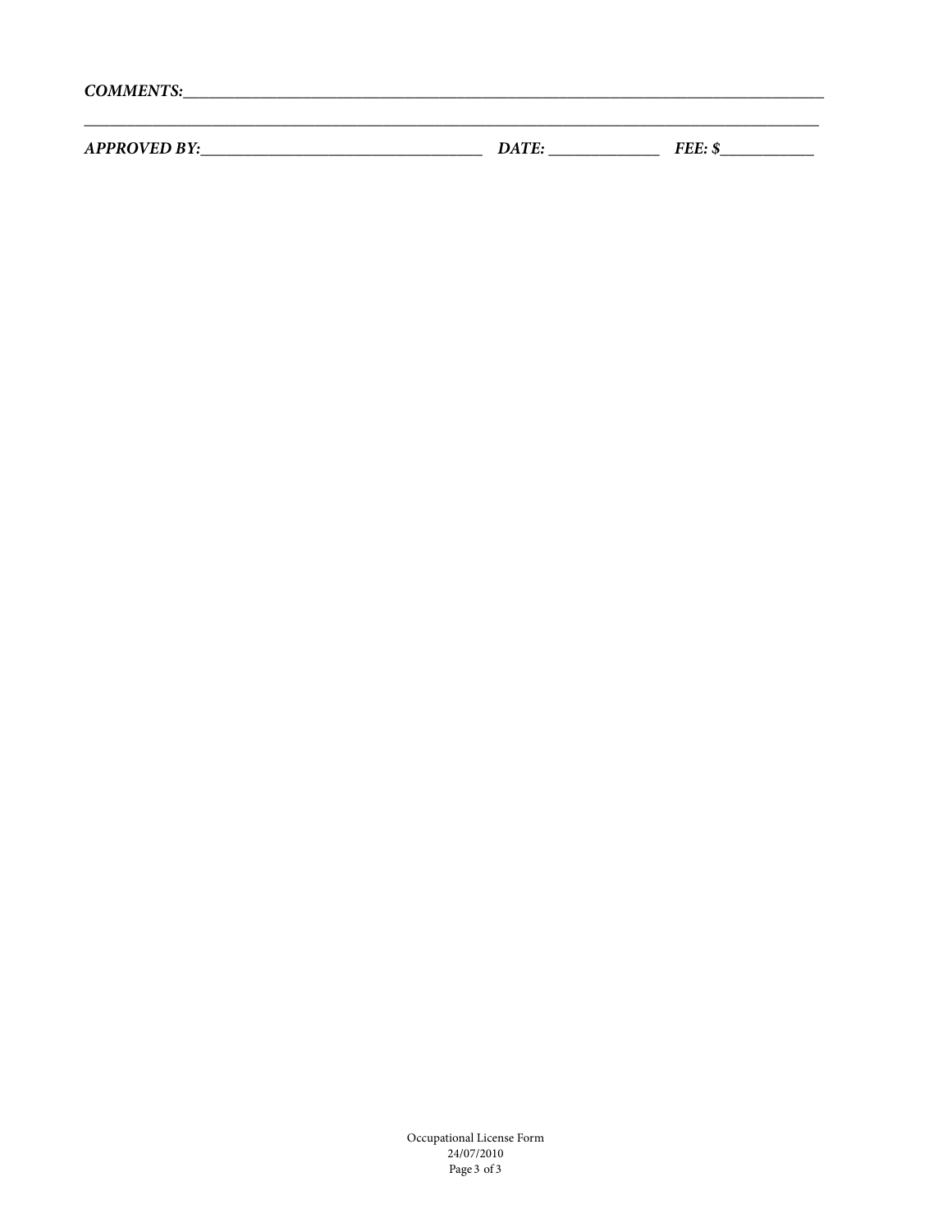***COMMENTS:***_____________________________________________________________________________

_____________________________________________________________________________________

***APPROVED BY:***________________________________ ***DATE:*** _____________ ***FEE: $***___________